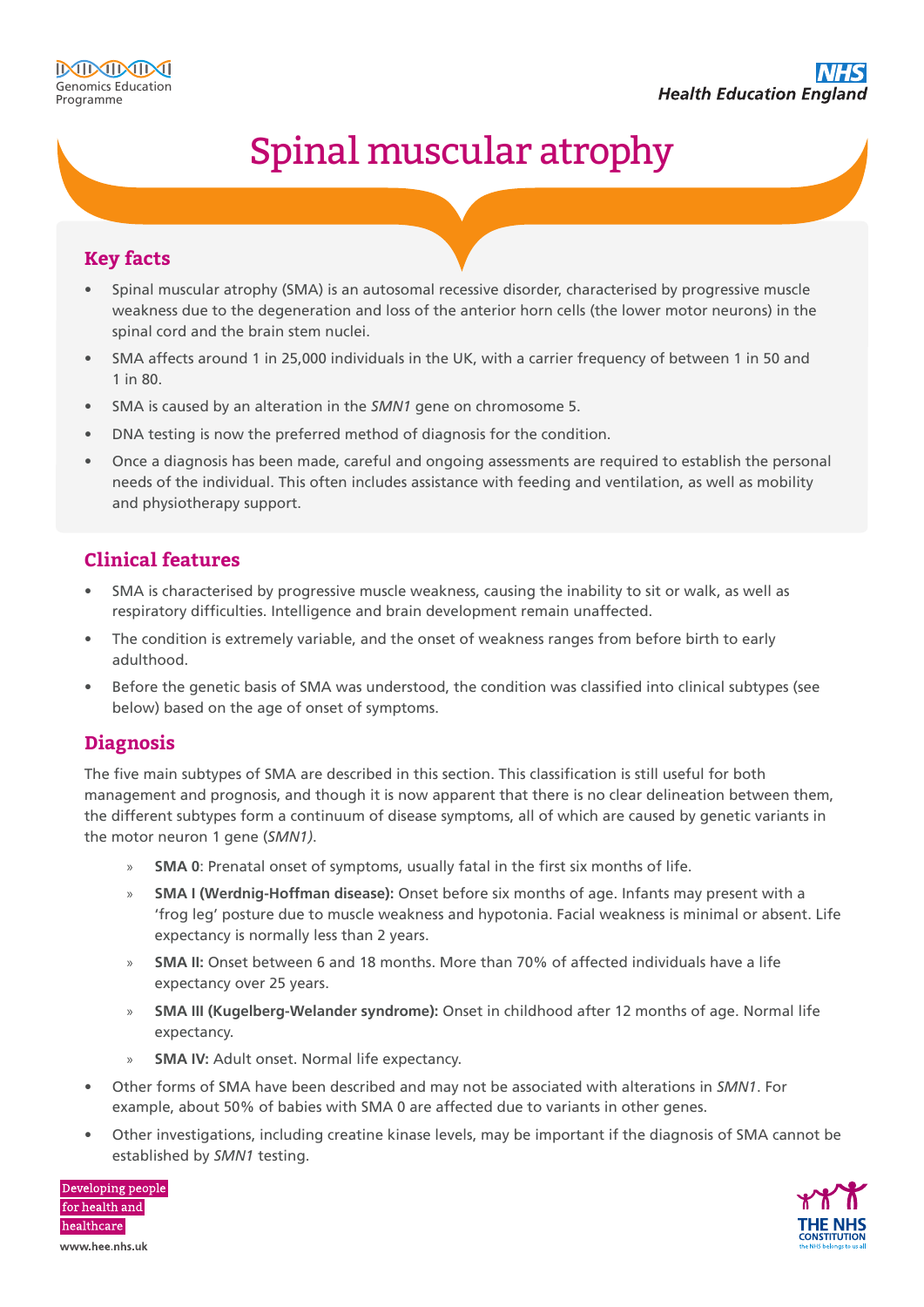# Spinal muscular atrophy

## Key facts

- Spinal muscular atrophy (SMA) is an autosomal recessive disorder, characterised by progressive muscle weakness due to the degeneration and loss of the anterior horn cells (the lower motor neurons) in the spinal cord and the brain stem nuclei.
- SMA affects around 1 in 25,000 individuals in the UK, with a carrier frequency of between 1 in 50 and 1 in 80.
- SMA is caused by an alteration in the *SMN1* gene on chromosome 5.
- DNA testing is now the preferred method of diagnosis for the condition.
- Once a diagnosis has been made, careful and ongoing assessments are required to establish the personal needs of the individual. This often includes assistance with feeding and ventilation, as well as mobility and physiotherapy support.

## Clinical features

- SMA is characterised by progressive muscle weakness, causing the inability to sit or walk, as well as respiratory difficulties. Intelligence and brain development remain unaffected.
- The condition is extremely variable, and the onset of weakness ranges from before birth to early adulthood.
- Before the genetic basis of SMA was understood, the condition was classified into clinical subtypes (see below) based on the age of onset of symptoms.

## Diagnosis

The five main subtypes of SMA are described in this section. This classification is still useful for both management and prognosis, and though it is now apparent that there is no clear delineation between them, the different subtypes form a continuum of disease symptoms, all of which are caused by genetic variants in the motor neuron 1 gene (*SMN1)*.

- **SMA 0**: Prenatal onset of symptoms, usually fatal in the first six months of life.
- **SMA I (Werdnig-Hoffman disease):** Onset before six months of age. Infants may present with a 'frog leg' posture due to muscle weakness and hypotonia. Facial weakness is minimal or absent. Life expectancy is normally less than 2 years.
- **SMA II:** Onset between 6 and 18 months. More than 70% of affected individuals have a life expectancy over 25 years.
- **SMA III (Kugelberg-Welander syndrome):** Onset in childhood after 12 months of age. Normal life expectancy.
- **SMA IV:** Adult onset. Normal life expectancy.

- Other forms of SMA have been described and may not be associated with alterations in *SMN1*. For example, about 50% of babies with SMA 0 are affected due to variants in other genes.
- Other investigations, including creatine kinase levels, may be important if the diagnosis of SMA cannot be established by *SMN1* testing.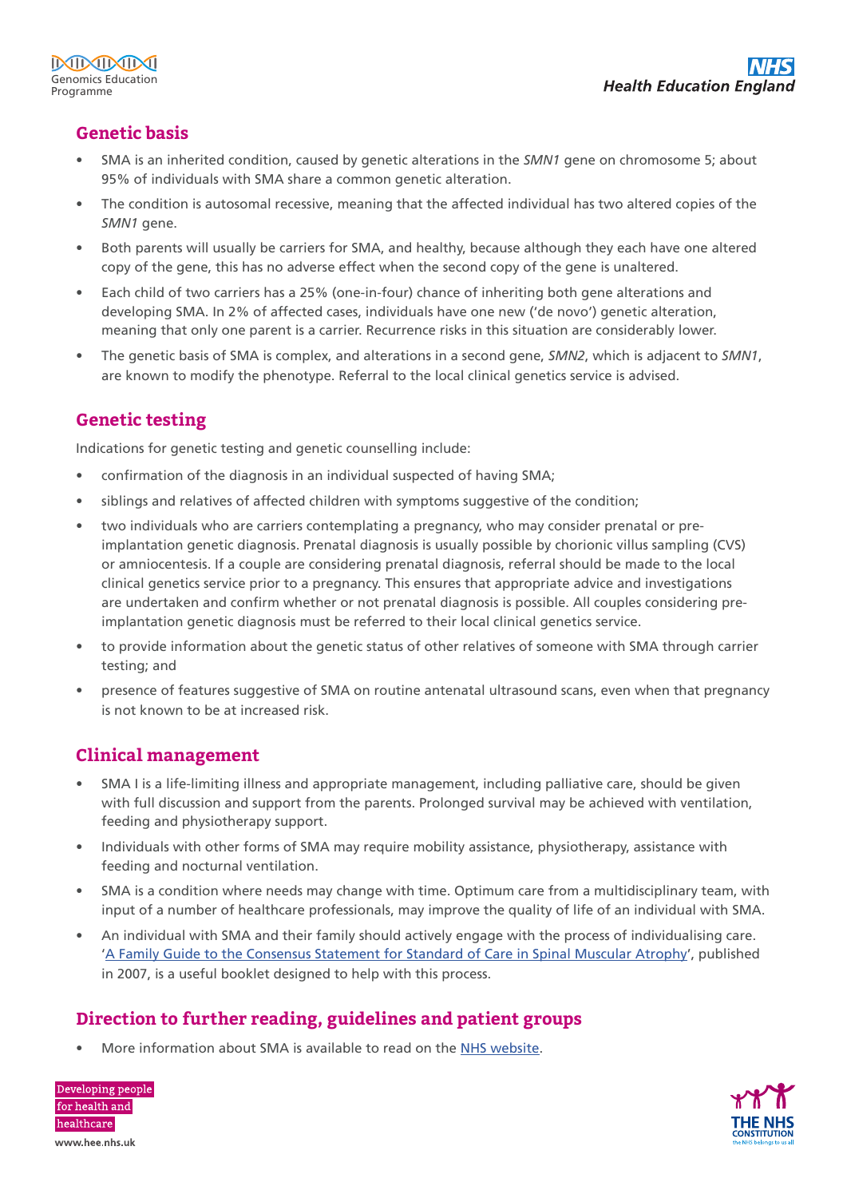## Genetic basis

- SMA is an inherited condition, caused by genetic alterations in the *SMN1* gene on chromosome 5; about 95% of individuals with SMA share a common genetic alteration.
- The condition is autosomal recessive, meaning that the affected individual has two altered copies of the *SMN1* gene.
- Both parents will usually be carriers for SMA, and healthy, because although they each have one altered copy of the gene, this has no adverse effect when the second copy of the gene is unaltered.
- Each child of two carriers has a 25% (one-in-four) chance of inheriting both gene alterations and developing SMA. In 2% of affected cases, individuals have one new ('de novo') genetic alteration, meaning that only one parent is a carrier. Recurrence risks in this situation are considerably lower.
- The genetic basis of SMA is complex, and alterations in a second gene, *SMN2*, which is adjacent to *SMN1*, are known to modify the phenotype. Referral to the local clinical genetics service is advised.

## Genetic testing

Indications for genetic testing and genetic counselling include:

- confirmation of the diagnosis in an individual suspected of having SMA;
- siblings and relatives of affected children with symptoms suggestive of the condition;
- two individuals who are carriers contemplating a pregnancy, who may consider prenatal or pre-implantation genetic diagnosis. Prenatal diagnosis is usually possible by chorionic villus sampling (CVS) or amniocentesis. If a couple are considering prenatal diagnosis, referral should be made to the local clinical genetics service prior to a pregnancy. This ensures that appropriate advice and investigations are undertaken and confirm whether or not prenatal diagnosis is possible. All couples considering pre-implantation genetic diagnosis must be referred to their local clinical genetics service.
- to provide information about the genetic status of other relatives of someone with SMA through carrier testing; and
- presence of features suggestive of SMA on routine antenatal ultrasound scans, even when that pregnancy is not known to be at increased risk.

## Clinical management

- SMA I is a life-limiting illness and appropriate management, including palliative care, should be given with full discussion and support from the parents. Prolonged survival may be achieved with ventilation, feeding and physiotherapy support.
- Individuals with other forms of SMA may require mobility assistance, physiotherapy, assistance with feeding and nocturnal ventilation.
- SMA is a condition where needs may change with time. Optimum care from a multidisciplinary team, with input of a number of healthcare professionals, may improve the quality of life of an individual with SMA.
- An individual with SMA and their family should actively engage with the process of individualising care. 'A Family Guide to the Consensus Statement for Standard of Care in Spinal Muscular Atrophy', published in 2007, is a useful booklet designed to help with this process.

## Direction to further reading, guidelines and patient groups

- More information about SMA is available to read on the NHS website.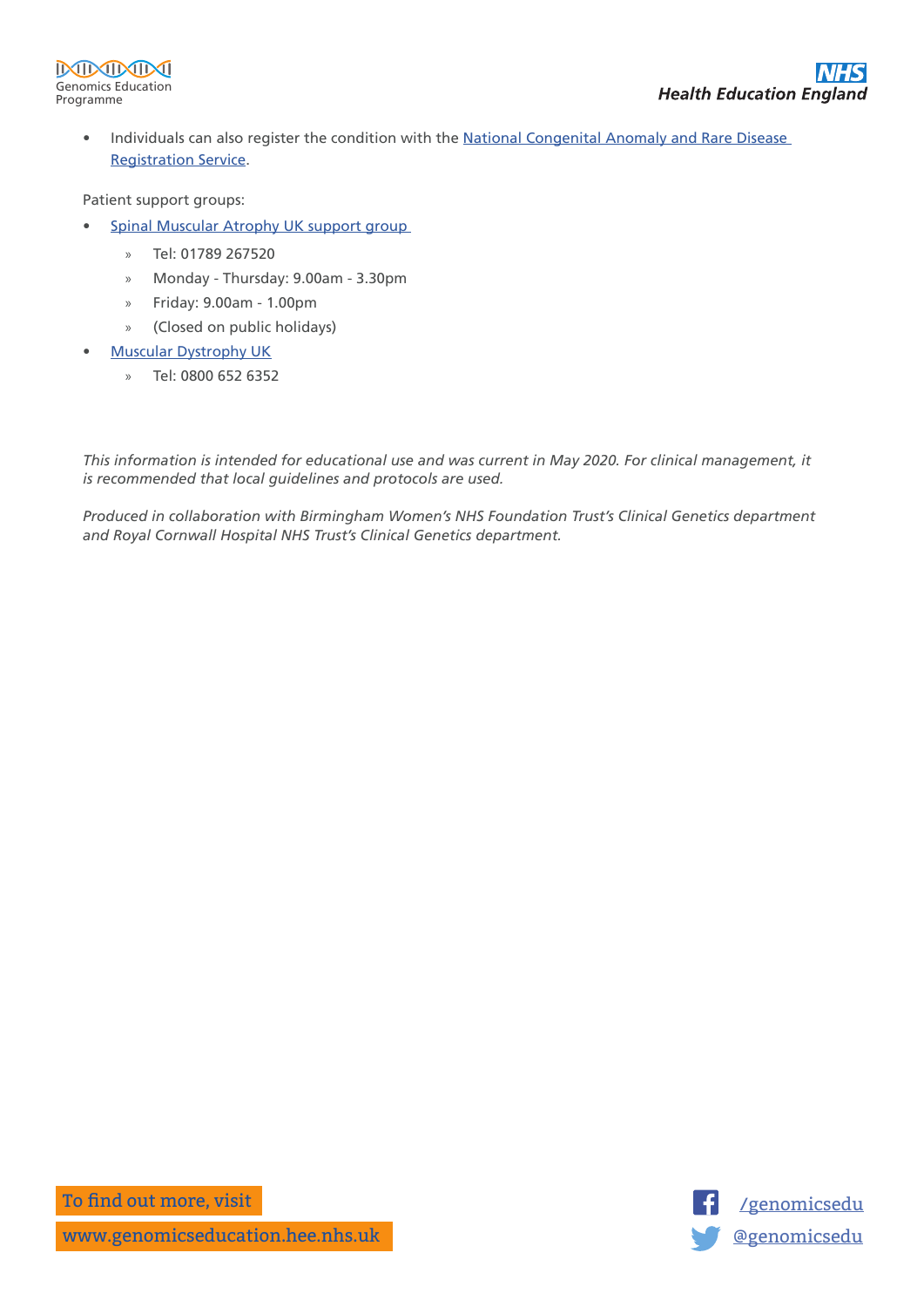- Individuals can also register the condition with the National Congenital Anomaly and Rare Disease Registration Service.

Patient support groups:

- Spinal Muscular Atrophy UK support group
  - Tel: 01789 267520
  - Monday - Thursday: 9.00am - 3.30pm
  - Friday: 9.00am - 1.00pm
  - (Closed on public holidays)
- Muscular Dystrophy UK
  - Tel: 0800 652 6352

*This information is intended for educational use and was current in May 2020. For clinical management, it is recommended that local guidelines and protocols are used.*

*Produced in collaboration with Birmingham Women's NHS Foundation Trust's Clinical Genetics department and Royal Cornwall Hospital NHS Trust's Clinical Genetics department.*

To find out more, visit

www.genomicseducation.hee.nhs.uk

/genomicsedu

@genomicsedu